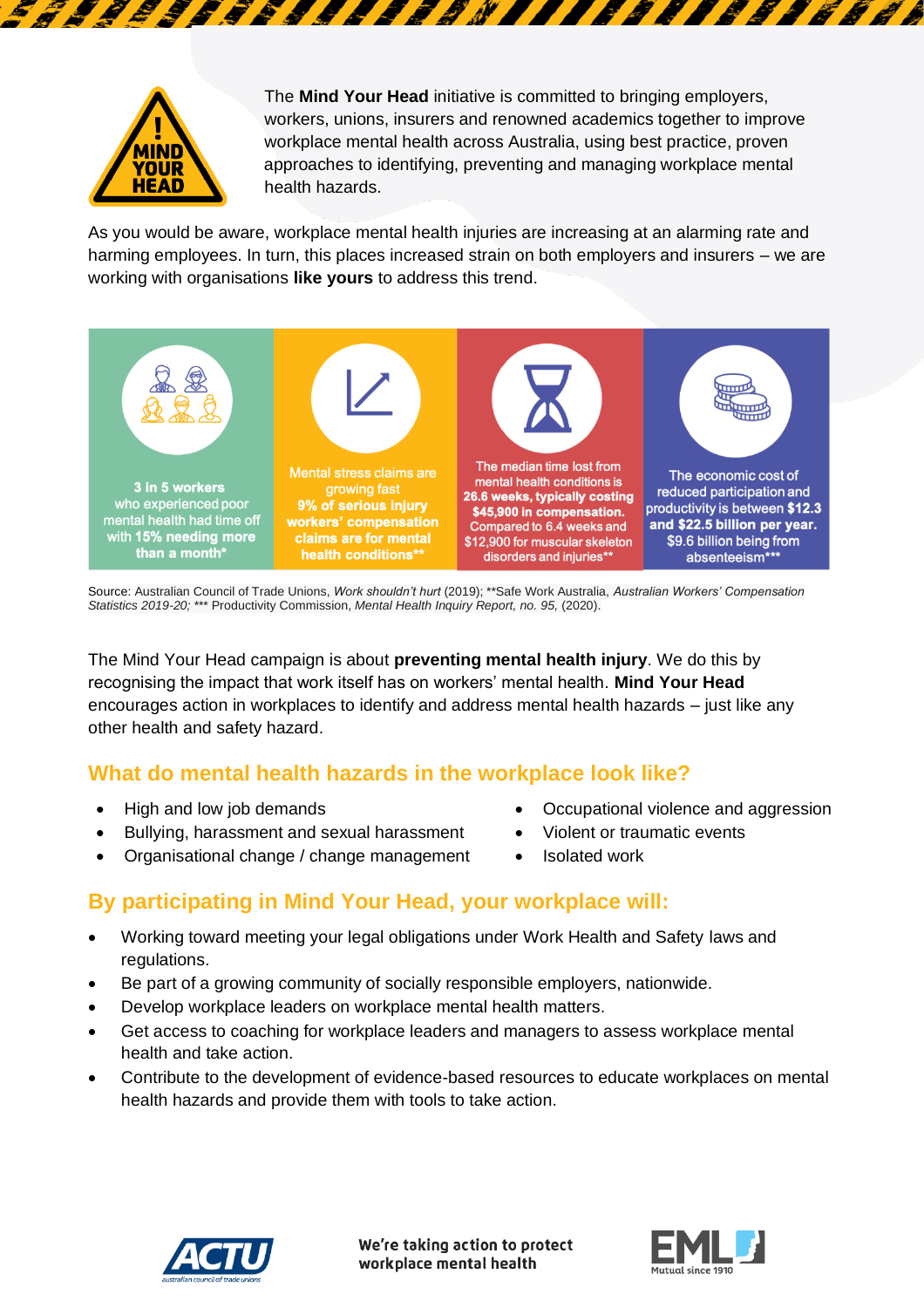The **Mind Your Head** initiative is committed to bringing employers, workers, unions, insurers and renowned academics together to improve workplace mental health across Australia, using best practice, proven approaches to identifying, preventing and managing workplace mental health hazards.

As you would be aware, workplace mental health injuries are increasing at an alarming rate and harming employees. In turn, this places increased strain on both employers and insurers – we are working with organisations **like yours** to address this trend.

**3 in 5 workers** who experienced poor mental health had time off with **15% needing more than a month***

Mental stress claims are growing fast **9% of serious injury workers' compensation claims are for mental health conditions****

The median time lost from mental health conditions is **26.6 weeks, typically costing $45,900 in compensation.** Compared to 6.4 weeks and $12,900 for muscular skeleton disorders and injuries**

The economic cost of reduced participation and productivity is between **$12.3 and $22.5 billion per year.** $9.6 billion being from absenteeism***

Source: Australian Council of Trade Unions, *Work shouldn't hurt* (2019); **Safe Work Australia, *Australian Workers' Compensation Statistics 2019-20;* *** Productivity Commission, *Mental Health Inquiry Report, no. 95,* (2020).

The Mind Your Head campaign is about **preventing mental health injury**. We do this by recognising the impact that work itself has on workers' mental health. **Mind Your Head** encourages action in workplaces to identify and address mental health hazards – just like any other health and safety hazard.

## What do mental health hazards in the workplace look like?

- High and low job demands
- Bullying, harassment and sexual harassment
- Organisational change / change management
- Occupational violence and aggression
- Violent or traumatic events
- Isolated work

## By participating in Mind Your Head, your workplace will:

- Working toward meeting your legal obligations under Work Health and Safety laws and regulations.
- Be part of a growing community of socially responsible employers, nationwide.
- Develop workplace leaders on workplace mental health matters.
- Get access to coaching for workplace leaders and managers to assess workplace mental health and take action.
- Contribute to the development of evidence-based resources to educate workplaces on mental health hazards and provide them with tools to take action.

We're taking action to protect workplace mental health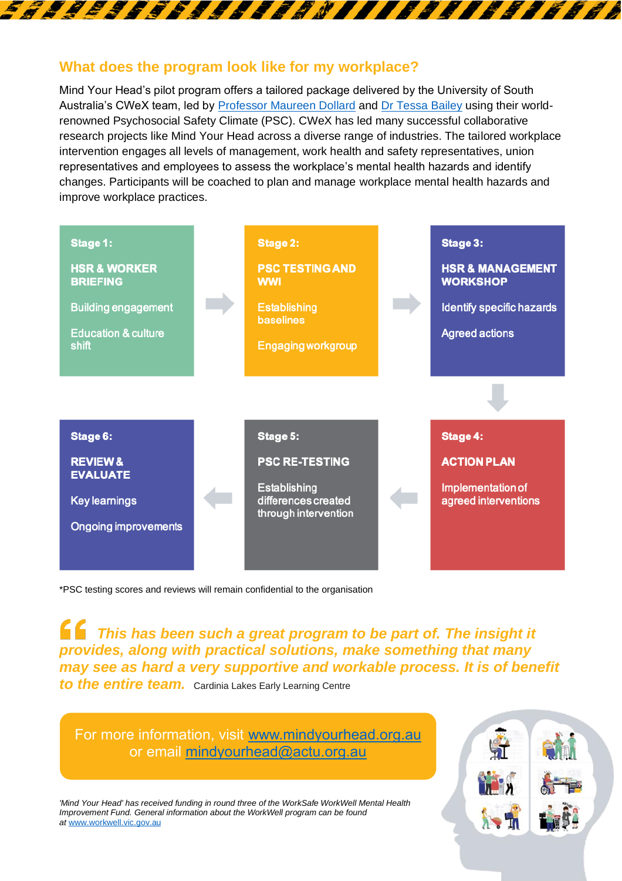## What does the program look like for my workplace?

Mind Your Head's pilot program offers a tailored package delivered by the University of South Australia's CWeX team, led by Professor Maureen Dollard and Dr Tessa Bailey using their world-renowned Psychosocial Safety Climate (PSC). CWeX has led many successful collaborative research projects like Mind Your Head across a diverse range of industries. The tailored workplace intervention engages all levels of management, work health and safety representatives, union representatives and employees to assess the workplace's mental health hazards and identify changes. Participants will be coached to plan and manage workplace mental health hazards and improve workplace practices.

**Stage 1:**
**HSR & WORKER BRIEFING**
Building engagement
Education & culture shift

**Stage 2:**
**PSC TESTING AND WWI**
Establishing baselines
Engaging workgroup

**Stage 3:**
**HSR & MANAGEMENT WORKSHOP**
Identify specific hazards
Agreed actions

**Stage 4:**
**ACTION PLAN**
Implementation of agreed interventions

**Stage 5:**
**PSC RE-TESTING**
Establishing differences created through intervention

**Stage 6:**
**REVIEW & EVALUATE**
Key learnings
Ongoing improvements

*PSC testing scores and reviews will remain confidential to the organisation

> *This has been such a great program to be part of. The insight it provides, along with practical solutions, make something that many may see as hard a very supportive and workable process. It is of benefit to the entire team.* Cardinia Lakes Early Learning Centre

For more information, visit www.mindyourhead.org.au or email mindyourhead@actu.org.au

*'Mind Your Head' has received funding in round three of the WorkSafe WorkWell Mental Health Improvement Fund. General information about the WorkWell program can be found at* www.workwell.vic.gov.au